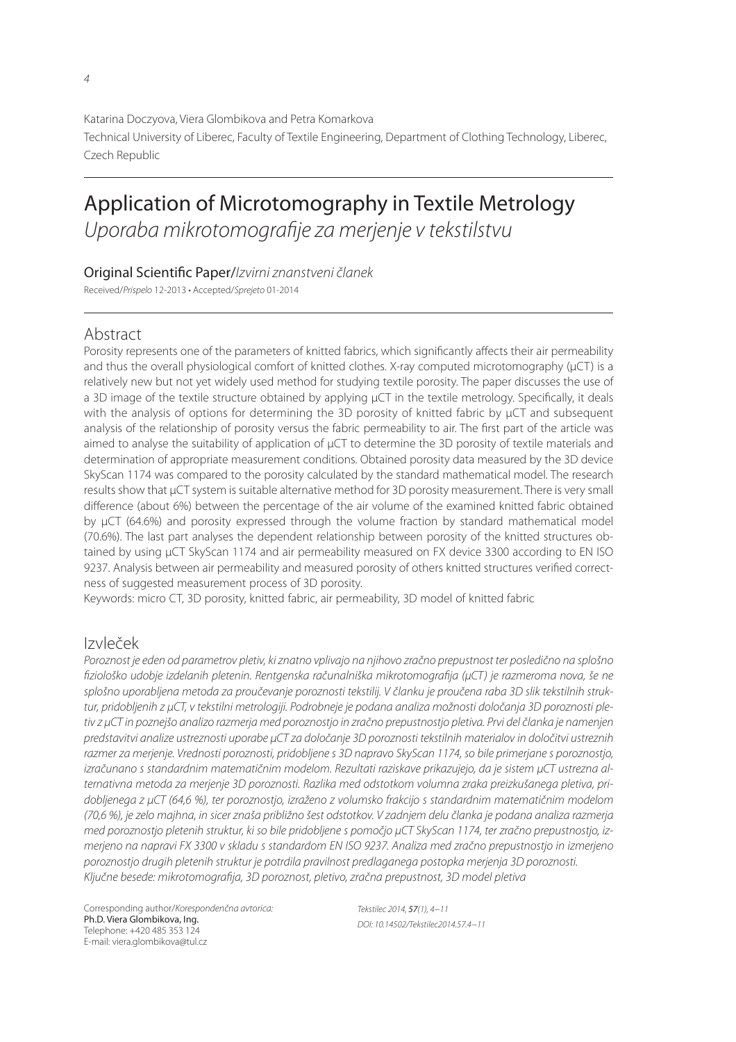Katarina Doczyova, Viera Glombikova and Petra Komarkova

Technical University of Liberec, Faculty of Textile Engineering, Department of Clothing Technology, Liberec, Czech Republic

# Application of Microtomography in Textile Metrology

*Uporaba mikrotomografije za merjenje v tekstilstvu*

Original Scientific Paper/*Izvirni znanstveni članek*

Received/*Prispelo* 12-2013 • Accepted/*Sprejeto* 01-2014

## Abstract

Porosity represents one of the parameters of knitted fabrics, which significantly affects their air permeability and thus the overall physiological comfort of knitted clothes. X-ray computed microtomography (μCT) is a relatively new but not yet widely used method for studying textile porosity. The paper discusses the use of a 3D image of the textile structure obtained by applying μCT in the textile metrology. Specifically, it deals with the analysis of options for determining the 3D porosity of knitted fabric by μCT and subsequent analysis of the relationship of porosity versus the fabric permeability to air. The first part of the article was aimed to analyse the suitability of application of μCT to determine the 3D porosity of textile materials and determination of appropriate measurement conditions. Obtained porosity data measured by the 3D device SkyScan 1174 was compared to the porosity calculated by the standard mathematical model. The research results show that μCT system is suitable alternative method for 3D porosity measurement. There is very small difference (about 6%) between the percentage of the air volume of the examined knitted fabric obtained by μCT (64.6%) and porosity expressed through the volume fraction by standard mathematical model (70.6%). The last part analyses the dependent relationship between porosity of the knitted structures obtained by using μCT SkyScan 1174 and air permeability measured on FX device 3300 according to EN ISO 9237. Analysis between air permeability and measured porosity of others knitted structures verified correctness of suggested measurement process of 3D porosity.

Keywords: micro CT, 3D porosity, knitted fabric, air permeability, 3D model of knitted fabric

## Izvleček

*Poroznost je eden od parametrov pletiv, ki znatno vplivajo na njihovo zračno prepustnost ter posledično na splošno fiziološko udobje izdelanih pletenin. Rentgenska računalniška mikrotomografija (μCT) je razmeroma nova, še ne splošno uporabljena metoda za proučevanje poroznosti tekstilij. V članku je proučena raba 3D slik tekstilnih struktur, pridobljenih z μCT, v tekstilni metrologiji. Podrobneje je podana analiza možnosti določanja 3D poroznosti pletiv z μCT in poznejšo analizo razmerja med poroznostjo in zračno prepustnostjo pletiva. Prvi del članka je namenjen predstavitvi analize ustreznosti uporabe μCT za določanje 3D poroznosti tekstilnih materialov in določitvi ustreznih razmer za merjenje. Vrednosti poroznosti, pridobljene s 3D napravo SkyScan 1174, so bile primerjane s poroznostjo, izračunano s standardnim matematičnim modelom. Rezultati raziskave prikazujejo, da je sistem μCT ustrezna alternativna metoda za merjenje 3D poroznosti. Razlika med odstotkom volumna zraka preizkušanega pletiva, pridobljenega z μCT (64,6 %), ter poroznostjo, izraženo z volumsko frakcijo s standardnim matematičnim modelom (70,6 %), je zelo majhna, in sicer znaša približno šest odstotkov. V zadnjem delu članka je podana analiza razmerja med poroznostjo pletenih struktur, ki so bile pridobljene s pomočjo μCT SkyScan 1174, ter zračno prepustnostjo, izmerjeno na napravi FX 3300 v skladu s standardom EN ISO 9237. Analiza med zračno prepustnostjo in izmerjeno poroznostjo drugih pletenih struktur je potrdila pravilnost predlaganega postopka merjenja 3D poroznosti.*

*Ključne besede: mikrotomografija, 3D poroznost, pletivo, zračna prepustnost, 3D model pletiva*

Corresponding author/*Korespondenčna avtorica:*
Ph.D. Viera Glombikova, Ing.
Telephone: +420 485 353 124
E-mail: viera.glombikova@tul.cz

*Tekstilec 2014,* ***57****(1), 4–11*
*DOI: 10.14502/Tekstilec2014.57.4–11*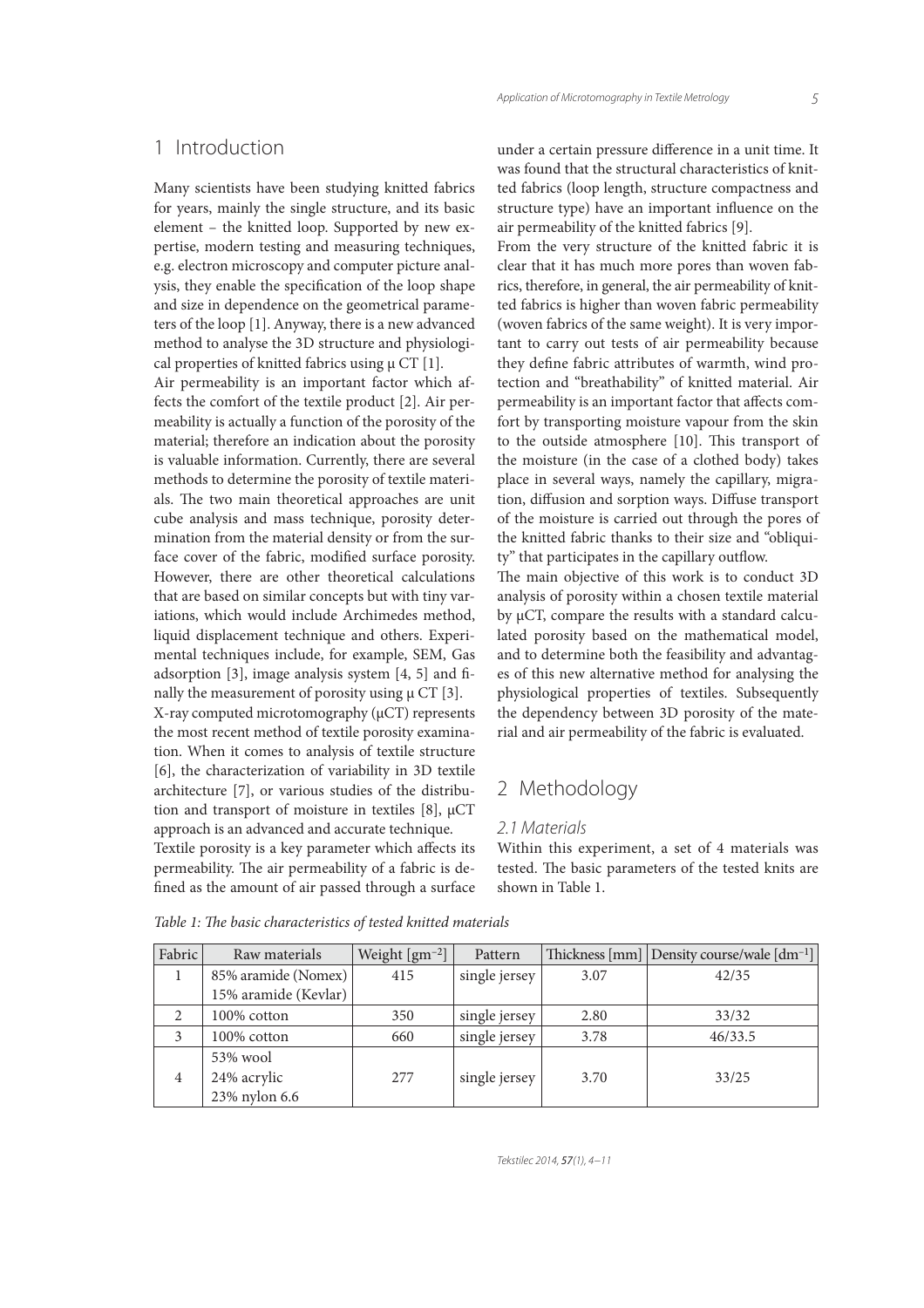## 1 Introduction

Many scientists have been studying knitted fabrics for years, mainly the single structure, and its basic element – the knitted loop. Supported by new expertise, modern testing and measuring techniques, e.g. electron microscopy and computer picture analysis, they enable the specification of the loop shape and size in dependence on the geometrical parameters of the loop [1]. Anyway, there is a new advanced method to analyse the 3D structure and physiological properties of knitted fabrics using µ CT [1].

Air permeability is an important factor which affects the comfort of the textile product [2]. Air permeability is actually a function of the porosity of the material; therefore an indication about the porosity is valuable information. Currently, there are several methods to determine the porosity of textile materials. The two main theoretical approaches are unit cube analysis and mass technique, porosity determination from the material density or from the surface cover of the fabric, modified surface porosity. However, there are other theoretical calculations that are based on similar concepts but with tiny variations, which would include Archimedes method, liquid displacement technique and others. Experimental techniques include, for example, SEM, Gas adsorption [3], image analysis system [4, 5] and finally the measurement of porosity using µ CT [3].

X-ray computed microtomography (µCT) represents the most recent method of textile porosity examination. When it comes to analysis of textile structure [6], the characterization of variability in 3D textile architecture [7], or various studies of the distribution and transport of moisture in textiles [8], µCT approach is an advanced and accurate technique.

Textile porosity is a key parameter which affects its permeability. The air permeability of a fabric is defined as the amount of air passed through a surface under a certain pressure difference in a unit time. It was found that the structural characteristics of knitted fabrics (loop length, structure compactness and structure type) have an important influence on the air permeability of the knitted fabrics [9].

From the very structure of the knitted fabric it is clear that it has much more pores than woven fabrics, therefore, in general, the air permeability of knitted fabrics is higher than woven fabric permeability (woven fabrics of the same weight). It is very important to carry out tests of air permeability because they define fabric attributes of warmth, wind protection and "breathability" of knitted material. Air permeability is an important factor that affects comfort by transporting moisture vapour from the skin to the outside atmosphere [10]. This transport of the moisture (in the case of a clothed body) takes place in several ways, namely the capillary, migration, diffusion and sorption ways. Diffuse transport of the moisture is carried out through the pores of the knitted fabric thanks to their size and "obliquity" that participates in the capillary outflow.

The main objective of this work is to conduct 3D analysis of porosity within a chosen textile material by µCT, compare the results with a standard calculated porosity based on the mathematical model, and to determine both the feasibility and advantages of this new alternative method for analysing the physiological properties of textiles. Subsequently the dependency between 3D porosity of the material and air permeability of the fabric is evaluated.

## 2 Methodology

### 2.1 Materials

Within this experiment, a set of 4 materials was tested. The basic parameters of the tested knits are shown in Table 1.

*Table 1: The basic characteristics of tested knitted materials*

| Fabric | Raw materials | Weight [$gm^{-2}$] | Pattern | Thickness [mm] | Density course/wale [$dm^{-1}$] |
|---|---|---|---|---|---|
| 1 | 85% aramide (Nomex)<br>15% aramide (Kevlar) | 415 | single jersey | 3.07 | 42/35 |
| 2 | 100% cotton | 350 | single jersey | 2.80 | 33/32 |
| 3 | 100% cotton | 660 | single jersey | 3.78 | 46/33.5 |
| 4 | 53% wool<br>24% acrylic<br>23% nylon 6.6 | 277 | single jersey | 3.70 | 33/25 |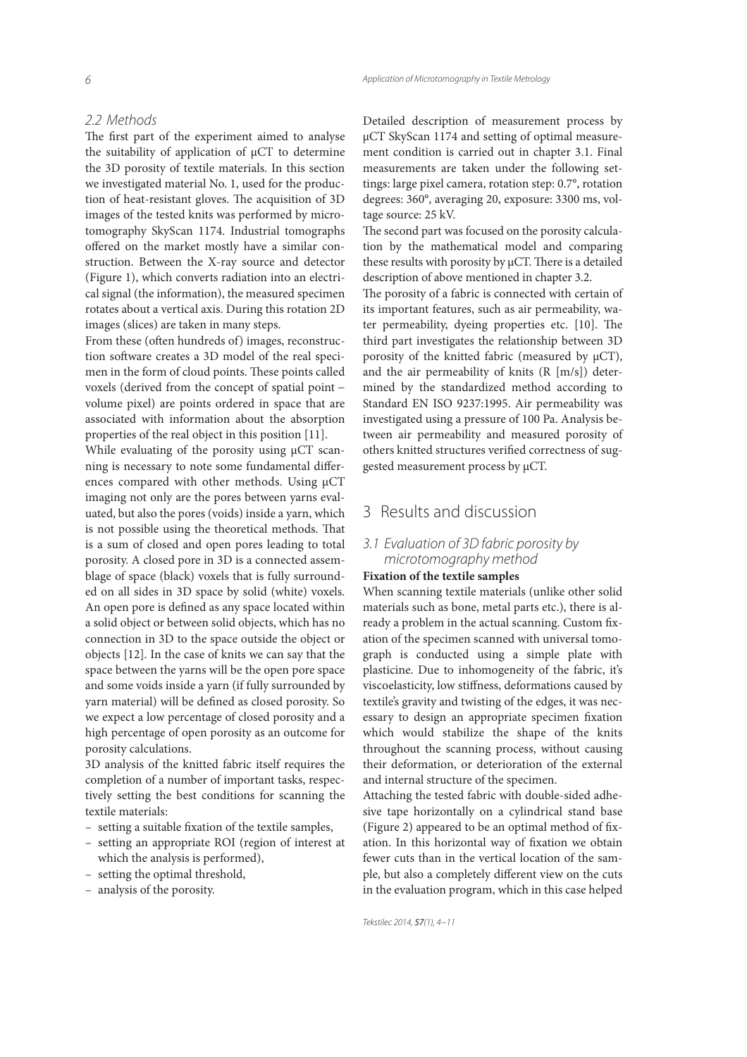### 2.2 Methods

The first part of the experiment aimed to analyse the suitability of application of μCT to determine the 3D porosity of textile materials. In this section we investigated material No. 1, used for the production of heat-resistant gloves. The acquisition of 3D images of the tested knits was performed by microtomography SkyScan 1174. Industrial tomographs offered on the market mostly have a similar construction. Between the X-ray source and detector (Figure 1), which converts radiation into an electrical signal (the information), the measured specimen rotates about a vertical axis. During this rotation 2D images (slices) are taken in many steps.

From these (often hundreds of) images, reconstruction software creates a 3D model of the real specimen in the form of cloud points. These points called voxels (derived from the concept of spatial point – volume pixel) are points ordered in space that are associated with information about the absorption properties of the real object in this position [11].

While evaluating of the porosity using μCT scanning is necessary to note some fundamental differences compared with other methods. Using μCT imaging not only are the pores between yarns evaluated, but also the pores (voids) inside a yarn, which is not possible using the theoretical methods. That is a sum of closed and open pores leading to total porosity. A closed pore in 3D is a connected assemblage of space (black) voxels that is fully surrounded on all sides in 3D space by solid (white) voxels. An open pore is defined as any space located within a solid object or between solid objects, which has no connection in 3D to the space outside the object or objects [12]. In the case of knits we can say that the space between the yarns will be the open pore space and some voids inside a yarn (if fully surrounded by yarn material) will be defined as closed porosity. So we expect a low percentage of closed porosity and a high percentage of open porosity as an outcome for porosity calculations.

3D analysis of the knitted fabric itself requires the completion of a number of important tasks, respectively setting the best conditions for scanning the textile materials:

- setting a suitable fixation of the textile samples,
- setting an appropriate ROI (region of interest at which the analysis is performed),
- setting the optimal threshold,
- analysis of the porosity.

Detailed description of measurement process by μCT SkyScan 1174 and setting of optimal measurement condition is carried out in chapter 3.1. Final measurements are taken under the following settings: large pixel camera, rotation step: 0.7°, rotation degrees: 360°, averaging 20, exposure: 3300 ms, voltage source: 25 kV.

The second part was focused on the porosity calculation by the mathematical model and comparing these results with porosity by μCT. There is a detailed description of above mentioned in chapter 3.2.

The porosity of a fabric is connected with certain of its important features, such as air permeability, water permeability, dyeing properties etc. [10]. The third part investigates the relationship between 3D porosity of the knitted fabric (measured by μCT), and the air permeability of knits (R [m/s]) determined by the standardized method according to Standard EN ISO 9237:1995. Air permeability was investigated using a pressure of 100 Pa. Analysis between air permeability and measured porosity of others knitted structures verified correctness of suggested measurement process by μCT.

## 3 Results and discussion

### 3.1 Evaluation of 3D fabric porosity by microtomography method

**Fixation of the textile samples**

When scanning textile materials (unlike other solid materials such as bone, metal parts etc.), there is already a problem in the actual scanning. Custom fixation of the specimen scanned with universal tomograph is conducted using a simple plate with plasticine. Due to inhomogeneity of the fabric, it's viscoelasticity, low stiffness, deformations caused by textile's gravity and twisting of the edges, it was necessary to design an appropriate specimen fixation which would stabilize the shape of the knits throughout the scanning process, without causing their deformation, or deterioration of the external and internal structure of the specimen.

Attaching the tested fabric with double-sided adhesive tape horizontally on a cylindrical stand base (Figure 2) appeared to be an optimal method of fixation. In this horizontal way of fixation we obtain fewer cuts than in the vertical location of the sample, but also a completely different view on the cuts in the evaluation program, which in this case helped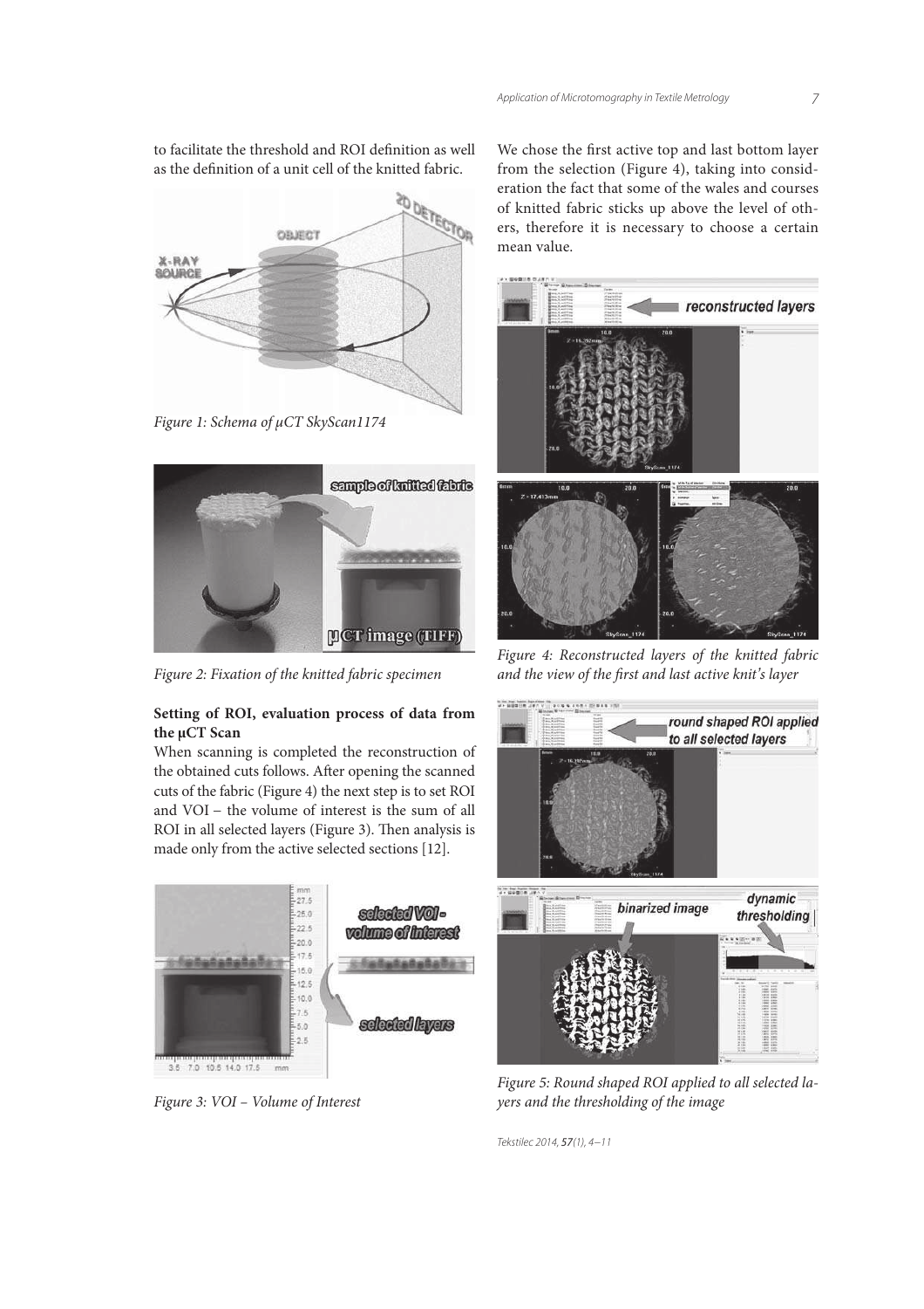to facilitate the threshold and ROI definition as well as the definition of a unit cell of the knitted fabric.

*Figure 1: Schema of μCT SkyScan1174*

*Figure 2: Fixation of the knitted fabric specimen*

**Setting of ROI, evaluation process of data from the μCT Scan**

When scanning is completed the reconstruction of the obtained cuts follows. After opening the scanned cuts of the fabric (Figure 4) the next step is to set ROI and VOI – the volume of interest is the sum of all ROI in all selected layers (Figure 3). Then analysis is made only from the active selected sections [12].

*Figure 3: VOI – Volume of Interest*

We chose the first active top and last bottom layer from the selection (Figure 4), taking into consideration the fact that some of the wales and courses of knitted fabric sticks up above the level of others, therefore it is necessary to choose a certain mean value.

*Figure 4: Reconstructed layers of the knitted fabric and the view of the first and last active knit's layer*

*Figure 5: Round shaped ROI applied to all selected layers and the thresholding of the image*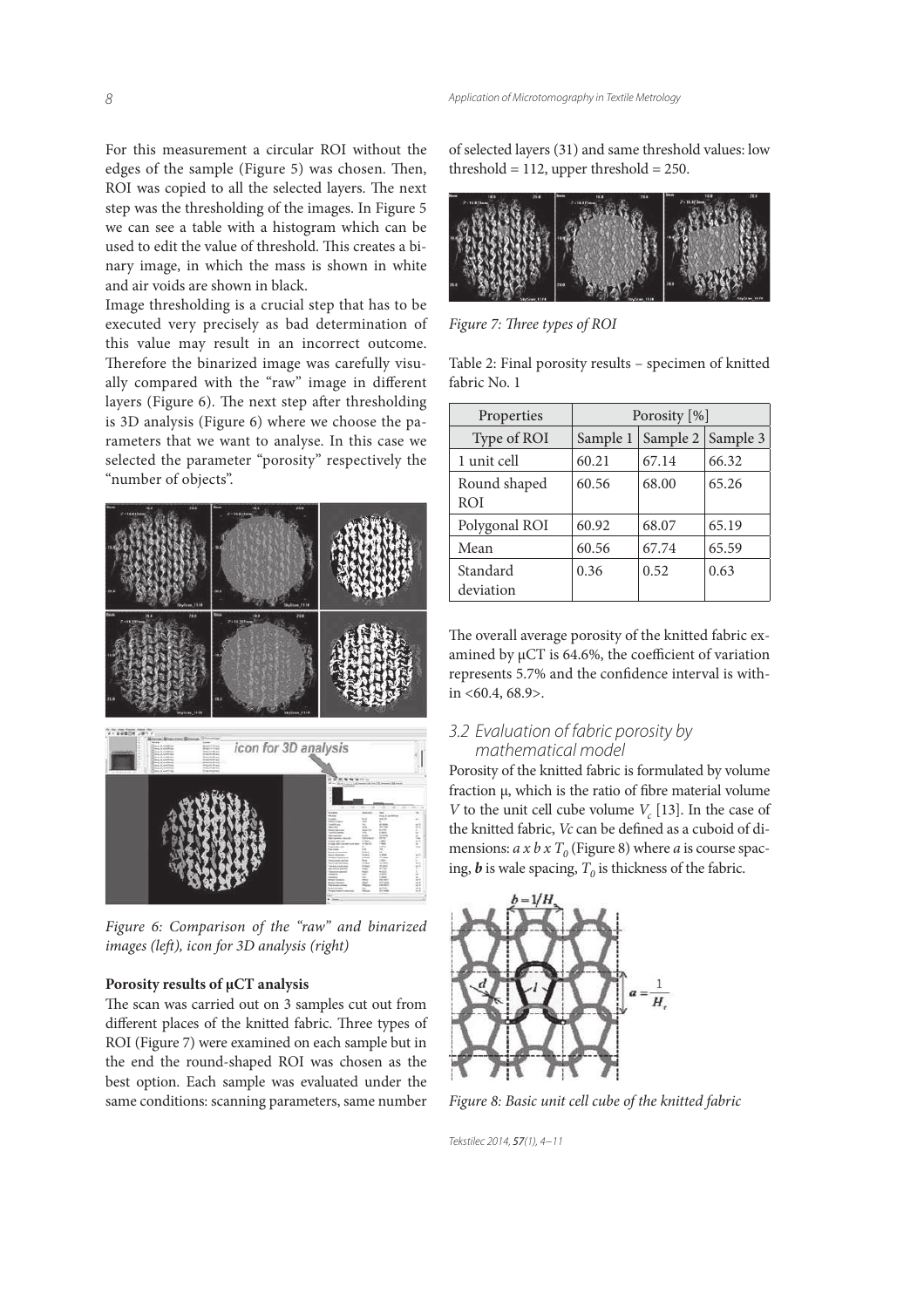For this measurement a circular ROI without the edges of the sample (Figure 5) was chosen. Then, ROI was copied to all the selected layers. The next step was the thresholding of the images. In Figure 5 we can see a table with a histogram which can be used to edit the value of threshold. This creates a binary image, in which the mass is shown in white and air voids are shown in black.

Image thresholding is a crucial step that has to be executed very precisely as bad determination of this value may result in an incorrect outcome. Therefore the binarized image was carefully visually compared with the "raw" image in different layers (Figure 6). The next step after thresholding is 3D analysis (Figure 6) where we choose the parameters that we want to analyse. In this case we selected the parameter "porosity" respectively the "number of objects".

*Figure 6: Comparison of the "raw" and binarized images (left), icon for 3D analysis (right)*

**Porosity results of µCT analysis**

The scan was carried out on 3 samples cut out from different places of the knitted fabric. Three types of ROI (Figure 7) were examined on each sample but in the end the round-shaped ROI was chosen as the best option. Each sample was evaluated under the same conditions: scanning parameters, same number of selected layers (31) and same threshold values: low threshold = 112, upper threshold = 250.

*Figure 7: Three types of ROI*

Table 2: Final porosity results – specimen of knitted fabric No. 1

| Properties | Porosity [%] | | |
|---|---|---|---|
| Type of ROI | Sample 1 | Sample 2 | Sample 3 |
| 1 unit cell | 60.21 | 67.14 | 66.32 |
| Round shaped ROI | 60.56 | 68.00 | 65.26 |
| Polygonal ROI | 60.92 | 68.07 | 65.19 |
| Mean | 60.56 | 67.74 | 65.59 |
| Standard deviation | 0.36 | 0.52 | 0.63 |

The overall average porosity of the knitted fabric examined by µCT is 64.6%, the coefficient of variation represents 5.7% and the confidence interval is within <60.4, 68.9>.

### 3.2 Evaluation of fabric porosity by mathematical model

Porosity of the knitted fabric is formulated by volume fraction µ, which is the ratio of fibre material volume $V$ to the unit cell cube volume $V_c$ [13]. In the case of the knitted fabric, $V_c$ can be defined as a cuboid of dimensions: $a \times b \times T_0$ (Figure 8) where $a$ is course spacing, $\boldsymbol{b}$ is wale spacing, $T_0$ is thickness of the fabric.

*Figure 8: Basic unit cell cube of the knitted fabric*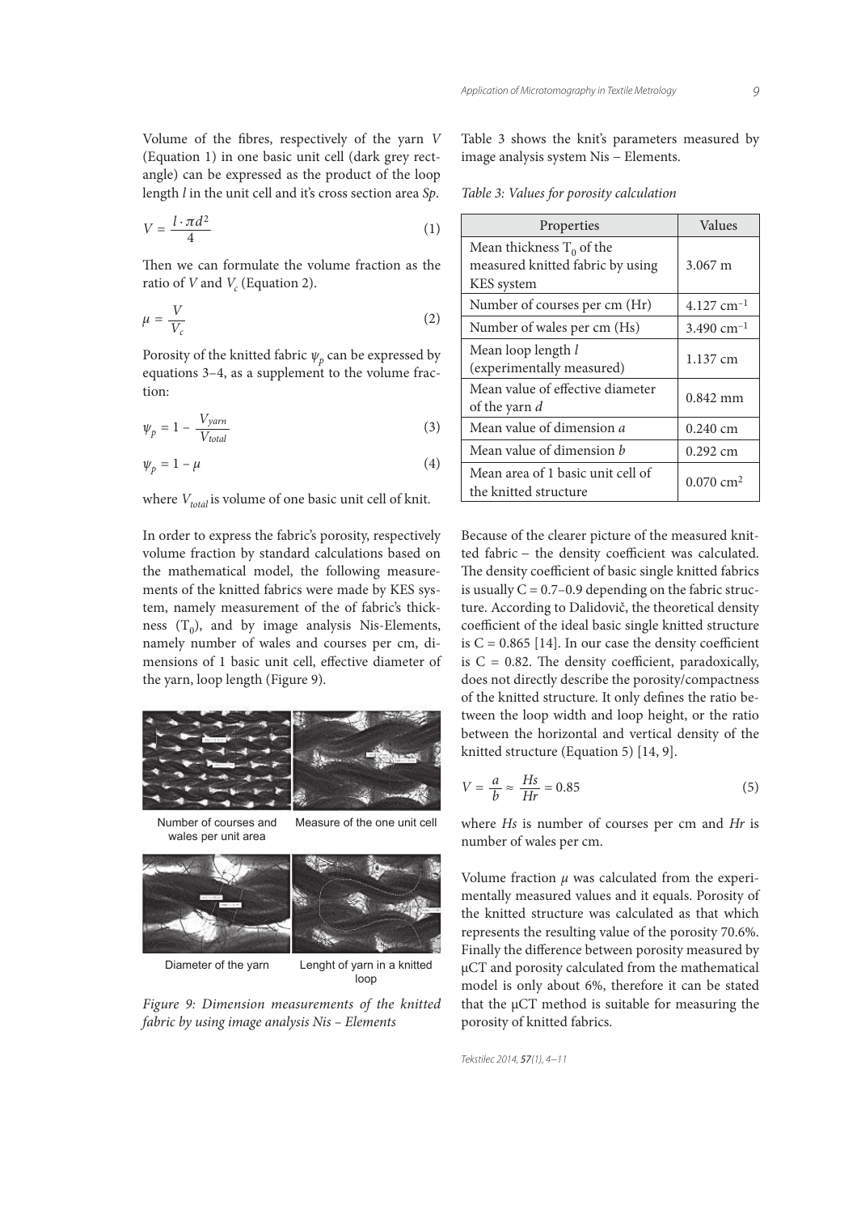Volume of the fibres, respectively of the yarn $V$ (Equation 1) in one basic unit cell (dark grey rectangle) can be expressed as the product of the loop length $l$ in the unit cell and it's cross section area $Sp$.

$$V = \frac{l \cdot \pi d^2}{4} \tag{1}$$

Then we can formulate the volume fraction as the ratio of $V$ and $V_c$ (Equation 2).

$$\mu = \frac{V}{V_c} \tag{2}$$

Porosity of the knitted fabric $\psi_p$ can be expressed by equations 3–4, as a supplement to the volume fraction:

$$\psi_p = 1 - \frac{V_{yarn}}{V_{total}} \tag{3}$$

$$\psi_p = 1 - \mu \tag{4}$$

where $V_{total}$ is volume of one basic unit cell of knit.

In order to express the fabric's porosity, respectively volume fraction by standard calculations based on the mathematical model, the following measurements of the knitted fabrics were made by KES system, namely measurement of the of fabric's thickness ($T_0$), and by image analysis Nis-Elements, namely number of wales and courses per cm, dimensions of 1 basic unit cell, effective diameter of the yarn, loop length (Figure 9).

Number of courses and wales per unit area

Measure of the one unit cell

Diameter of the yarn

Lenght of yarn in a knitted loop

*Figure 9: Dimension measurements of the knitted fabric by using image analysis Nis – Elements*

Table 3 shows the knit's parameters measured by image analysis system Nis – Elements.

*Table 3: Values for porosity calculation*

| Properties | Values |
|---|---|
| Mean thickness $T_0$ of the measured knitted fabric by using KES system | 3.067 m |
| Number of courses per cm (Hr) | 4.127 cm$^{-1}$ |
| Number of wales per cm (Hs) | 3.490 cm$^{-1}$ |
| Mean loop length $l$ (experimentally measured) | 1.137 cm |
| Mean value of effective diameter of the yarn $d$ | 0.842 mm |
| Mean value of dimension $a$ | 0.240 cm |
| Mean value of dimension $b$ | 0.292 cm |
| Mean area of 1 basic unit cell of the knitted structure | 0.070 cm$^2$ |

Because of the clearer picture of the measured knitted fabric – the density coefficient was calculated. The density coefficient of basic single knitted fabrics is usually C = 0.7–0.9 depending on the fabric structure. According to Dalidovič, the theoretical density coefficient of the ideal basic single knitted structure is C = 0.865 [14]. In our case the density coefficient is C = 0.82. The density coefficient, paradoxically, does not directly describe the porosity/compactness of the knitted structure. It only defines the ratio between the loop width and loop height, or the ratio between the horizontal and vertical density of the knitted structure (Equation 5) [14, 9].

$$V = \frac{a}{b} \approx \frac{Hs}{Hr} = 0.85 \tag{5}$$

where $Hs$ is number of courses per cm and $Hr$ is number of wales per cm.

Volume fraction $\mu$ was calculated from the experimentally measured values and it equals. Porosity of the knitted structure was calculated as that which represents the resulting value of the porosity 70.6%. Finally the difference between porosity measured by μCT and porosity calculated from the mathematical model is only about 6%, therefore it can be stated that the μCT method is suitable for measuring the porosity of knitted fabrics.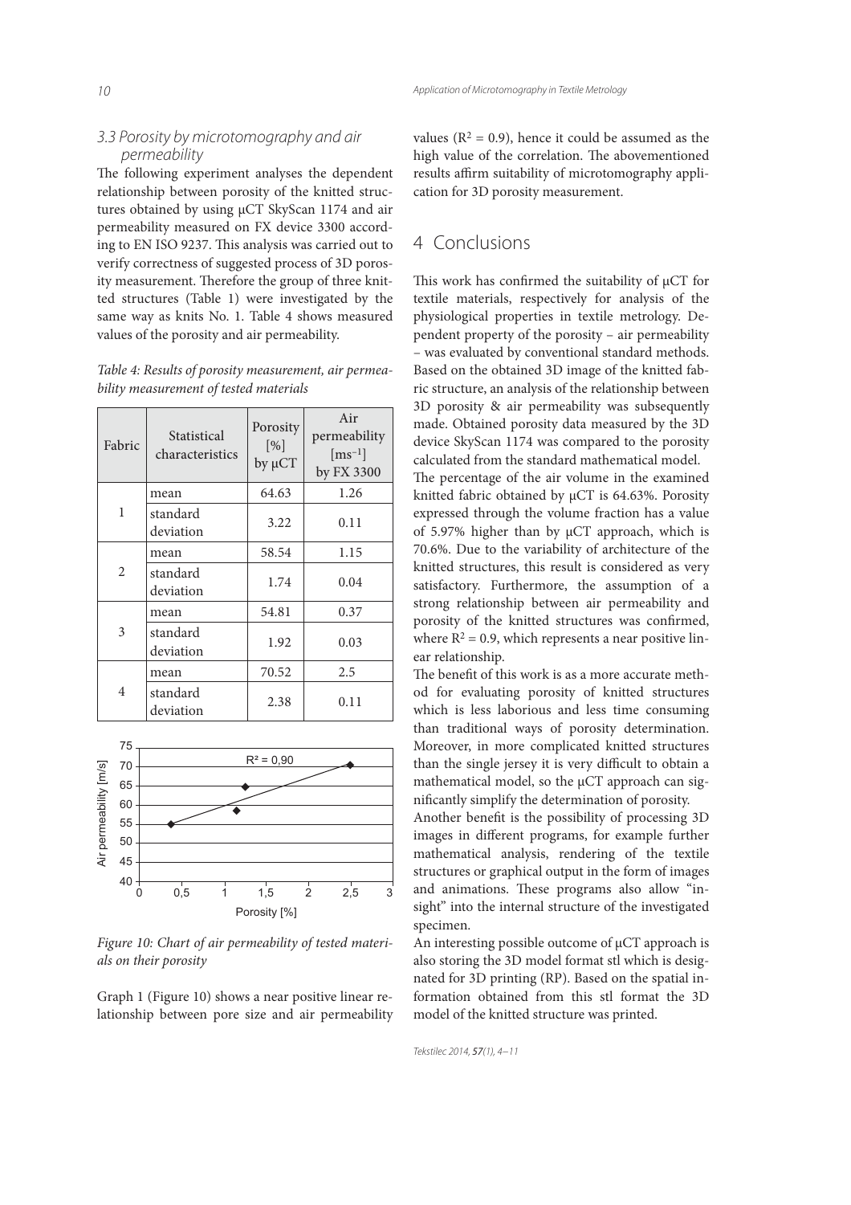### 3.3 Porosity by microtomography and air permeability

The following experiment analyses the dependent relationship between porosity of the knitted structures obtained by using µCT SkyScan 1174 and air permeability measured on FX device 3300 according to EN ISO 9237. This analysis was carried out to verify correctness of suggested process of 3D porosity measurement. Therefore the group of three knitted structures (Table 1) were investigated by the same way as knits No. 1. Table 4 shows measured values of the porosity and air permeability.

*Table 4: Results of porosity measurement, air permeability measurement of tested materials*

| Fabric | Statistical characteristics | Porosity [%] by µCT | Air permeability [$ms^{-1}$] by FX 3300 |
|---|---|---|---|
| 1 | mean | 64.63 | 1.26 |
| | standard deviation | 3.22 | 0.11 |
| 2 | mean | 58.54 | 1.15 |
| | standard deviation | 1.74 | 0.04 |
| 3 | mean | 54.81 | 0.37 |
| | standard deviation | 1.92 | 0.03 |
| 4 | mean | 70.52 | 2.5 |
| | standard deviation | 2.38 | 0.11 |

*Figure 10: Chart of air permeability of tested materials on their porosity*

Graph 1 (Figure 10) shows a near positive linear relationship between pore size and air permeability values ($R^2 = 0.9$), hence it could be assumed as the high value of the correlation. The abovementioned results affirm suitability of microtomography application for 3D porosity measurement.

## 4 Conclusions

This work has confirmed the suitability of µCT for textile materials, respectively for analysis of the physiological properties in textile metrology. Dependent property of the porosity – air permeability – was evaluated by conventional standard methods. Based on the obtained 3D image of the knitted fabric structure, an analysis of the relationship between 3D porosity & air permeability was subsequently made. Obtained porosity data measured by the 3D device SkyScan 1174 was compared to the porosity calculated from the standard mathematical model.

The percentage of the air volume in the examined knitted fabric obtained by µCT is 64.63%. Porosity expressed through the volume fraction has a value of 5.97% higher than by µCT approach, which is 70.6%. Due to the variability of architecture of the knitted structures, this result is considered as very satisfactory. Furthermore, the assumption of a strong relationship between air permeability and porosity of the knitted structures was confirmed, where $R^2 = 0.9$, which represents a near positive linear relationship.

The benefit of this work is as a more accurate method for evaluating porosity of knitted structures which is less laborious and less time consuming than traditional ways of porosity determination. Moreover, in more complicated knitted structures than the single jersey it is very difficult to obtain a mathematical model, so the µCT approach can significantly simplify the determination of porosity.

Another benefit is the possibility of processing 3D images in different programs, for example further mathematical analysis, rendering of the textile structures or graphical output in the form of images and animations. These programs also allow "insight" into the internal structure of the investigated specimen.

An interesting possible outcome of µCT approach is also storing the 3D model format stl which is designated for 3D printing (RP). Based on the spatial information obtained from this stl format the 3D model of the knitted structure was printed.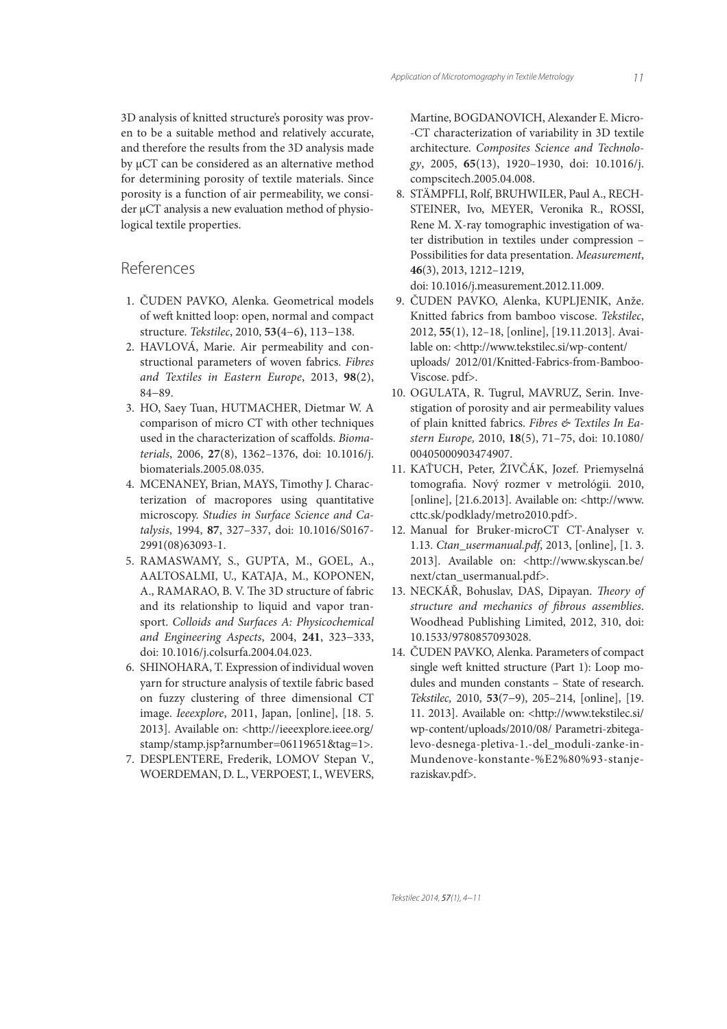3D analysis of knitted structure's porosity was proven to be a suitable method and relatively accurate, and therefore the results from the 3D analysis made by μCT can be considered as an alternative method for determining porosity of textile materials. Since porosity is a function of air permeability, we consider μCT analysis a new evaluation method of physiological textile properties.

## References

1. ČUDEN PAVKO, Alenka. Geometrical models of weft knitted loop: open, normal and compact structure. *Tekstilec*, 2010, **53**(4–6), 113–138.
2. HAVLOVÁ, Marie. Air permeability and constructional parameters of woven fabrics. *Fibres and Textiles in Eastern Europe*, 2013, **98**(2), 84–89.
3. HO, Saey Tuan, HUTMACHER, Dietmar W. A comparison of micro CT with other techniques used in the characterization of scaffolds. *Biomaterials*, 2006, **27**(8), 1362–1376, doi: 10.1016/j.biomaterials.2005.08.035.
4. MCENANEY, Brian, MAYS, Timothy J. Characterization of macropores using quantitative microscopy. *Studies in Surface Science and Catalysis*, 1994, **87**, 327–337, doi: 10.1016/S0167-2991(08)63093-1.
5. RAMASWAMY, S., GUPTA, M., GOEL, A., AALTOSALMI, U., KATAJA, M., KOPONEN, A., RAMARAO, B. V. The 3D structure of fabric and its relationship to liquid and vapor transport. *Colloids and Surfaces A: Physicochemical and Engineering Aspects*, 2004, **241**, 323–333, doi: 10.1016/j.colsurfa.2004.04.023.
6. SHINOHARA, T. Expression of individual woven yarn for structure analysis of textile fabric based on fuzzy clustering of three dimensional CT image. *Ieeexplore*, 2011, Japan, [online], [18. 5. 2013]. Available on: <http://ieeexplore.ieee.org/stamp/stamp.jsp?arnumber=06119651&tag=1>.
7. DESPLENTERE, Frederik, LOMOV Stepan V., WOERDEMAN, D. L., VERPOEST, I., WEVERS, Martine, BOGDANOVICH, Alexander E. Micro-CT characterization of variability in 3D textile architecture. *Composites Science and Technology*, 2005, **65**(13), 1920–1930, doi: 10.1016/j.compscitech.2005.04.008.
8. STÄMPFLI, Rolf, BRUHWILER, Paul A., RECHSTEINER, Ivo, MEYER, Veronika R., ROSSI, Rene M. X-ray tomographic investigation of water distribution in textiles under compression – Possibilities for data presentation. *Measurement*, **46**(3), 2013, 1212–1219, doi: 10.1016/j.measurement.2012.11.009.
9. ČUDEN PAVKO, Alenka, KUPLJENIK, Anže. Knitted fabrics from bamboo viscose. *Tekstilec*, 2012, **55**(1), 12–18, [online], [19.11.2013]. Available on: <http://www.tekstilec.si/wp-content/uploads/ 2012/01/Knitted-Fabrics-from-Bamboo-Viscose. pdf>.
10. OGULATA, R. Tugrul, MAVRUZ, Serin. Investigation of porosity and air permeability values of plain knitted fabrics. *Fibres & Textiles In Eastern Europe*, 2010, **18**(5), 71–75, doi: 10.1080/00405000903474907.
11. KAŤUCH, Peter, ŽIVČÁK, Jozef. Priemyselná tomografia. Nový rozmer v metrológii. 2010, [online], [21.6.2013]. Available on: <http://www.cttc.sk/podklady/metro2010.pdf>.
12. Manual for Bruker-microCT CT-Analyser v. 1.13. *Ctan_usermanual.pdf*, 2013, [online], [1. 3. 2013]. Available on: <http://www.skyscan.be/next/ctan_usermanual.pdf>.
13. NECKÁŘ, Bohuslav, DAS, Dipayan. *Theory of structure and mechanics of fibrous assemblies*. Woodhead Publishing Limited, 2012, 310, doi: 10.1533/9780857093028.
14. ČUDEN PAVKO, Alenka. Parameters of compact single weft knitted structure (Part 1): Loop modules and munden constants – State of research. *Tekstilec,* 2010, **53**(7–9), 205–214, [online], [19. 11. 2013]. Available on: <http://www.tekstilec.si/wp-content/uploads/2010/08/ Parametri-zbitega-levo-desnega-pletiva-1.-del_moduli-zanke-in-Mundenove-konstante-%E2%80%93-stanje-raziskav.pdf>.